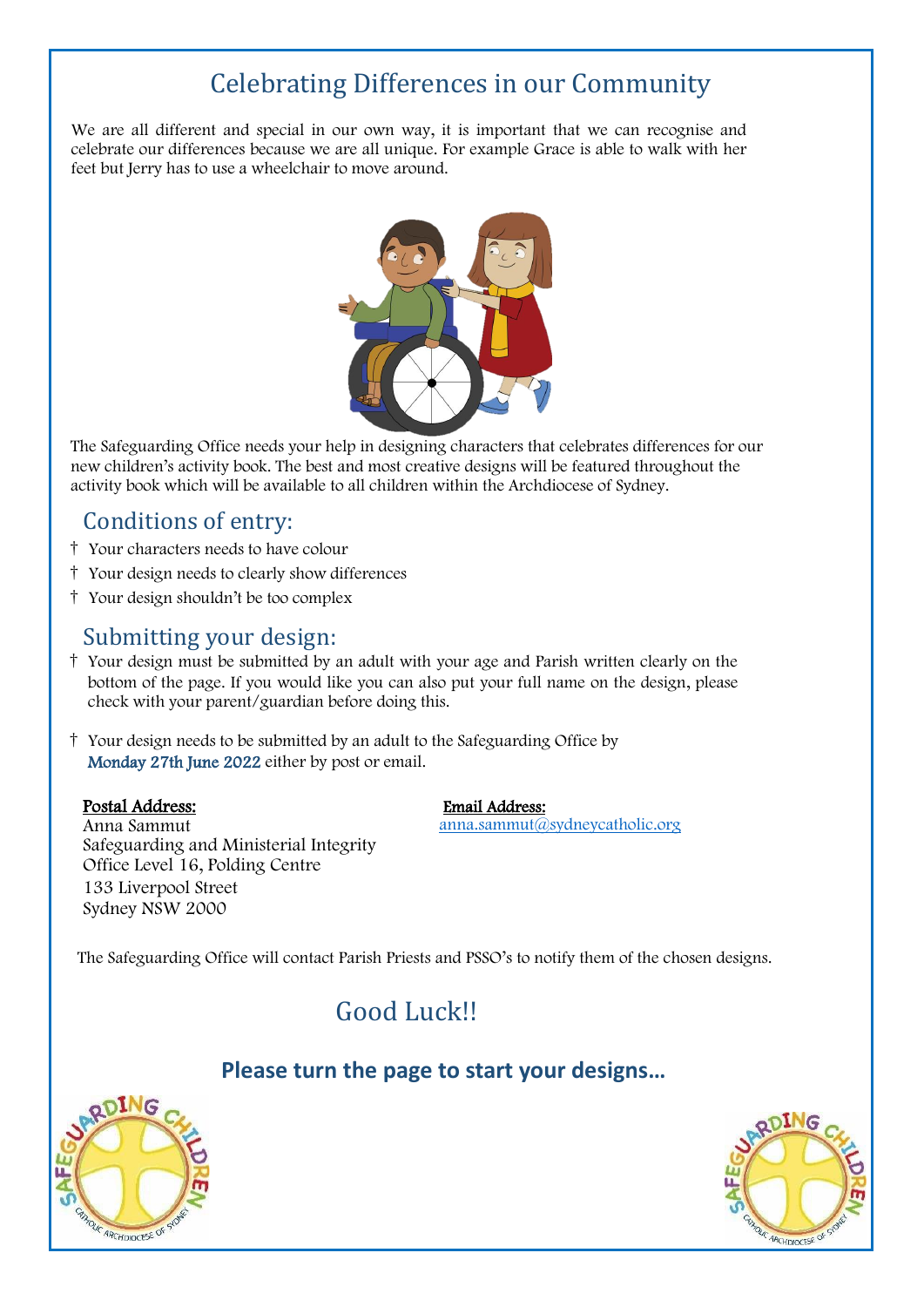# Celebrating Differences in our Community

We are all different and special in our own way, it is important that we can recognise and celebrate our differences because we are all unique. For example Grace is able to walk with her feet but Jerry has to use a wheelchair to move around.

The Safeguarding Office needs your help in designing characters that celebrates differences for our new children's activity book. The best and most creative designs will be featured throughout the activity book which will be available to all children within the Archdiocese of Sydney.

## Conditions of entry:

† Your characters needs to have colour

† Your design needs to clearly show differences

† Your design shouldn't be too complex

## Submitting your design:

† Your design must be submitted by an adult with your age and Parish written clearly on the bottom of the page. If you would like you can also put your full name on the design, please check with your parent/guardian before doing this.

† Your design needs to be submitted by an adult to the Safeguarding Office by **Monday 27th June 2022** either by post or email.

**Postal Address:**
Anna Sammut
Safeguarding and Ministerial Integrity
Office Level 16, Polding Centre
133 Liverpool Street
Sydney NSW 2000

**Email Address:**
anna.sammut@sydneycatholic.org

The Safeguarding Office will contact Parish Priests and PSSO's to notify them of the chosen designs.

## Good Luck!!

**Please turn the page to start your designs…**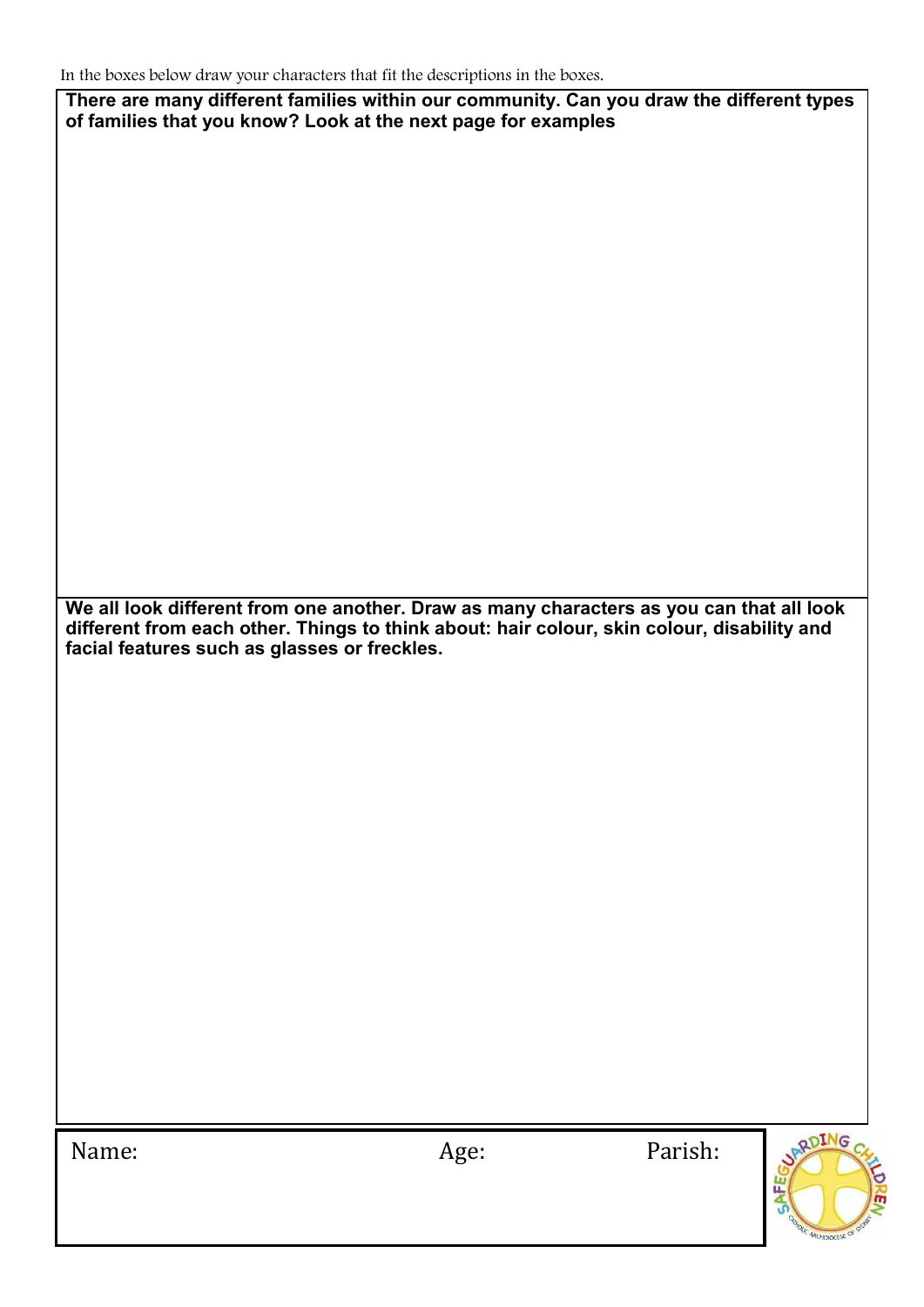In the boxes below draw your characters that fit the descriptions in the boxes.

**There are many different families within our community. Can you draw the different types of families that you know? Look at the next page for examples**

**We all look different from one another. Draw as many characters as you can that all look different from each other. Things to think about: hair colour, skin colour, disability and facial features such as glasses or freckles.**

Name: Age: Parish: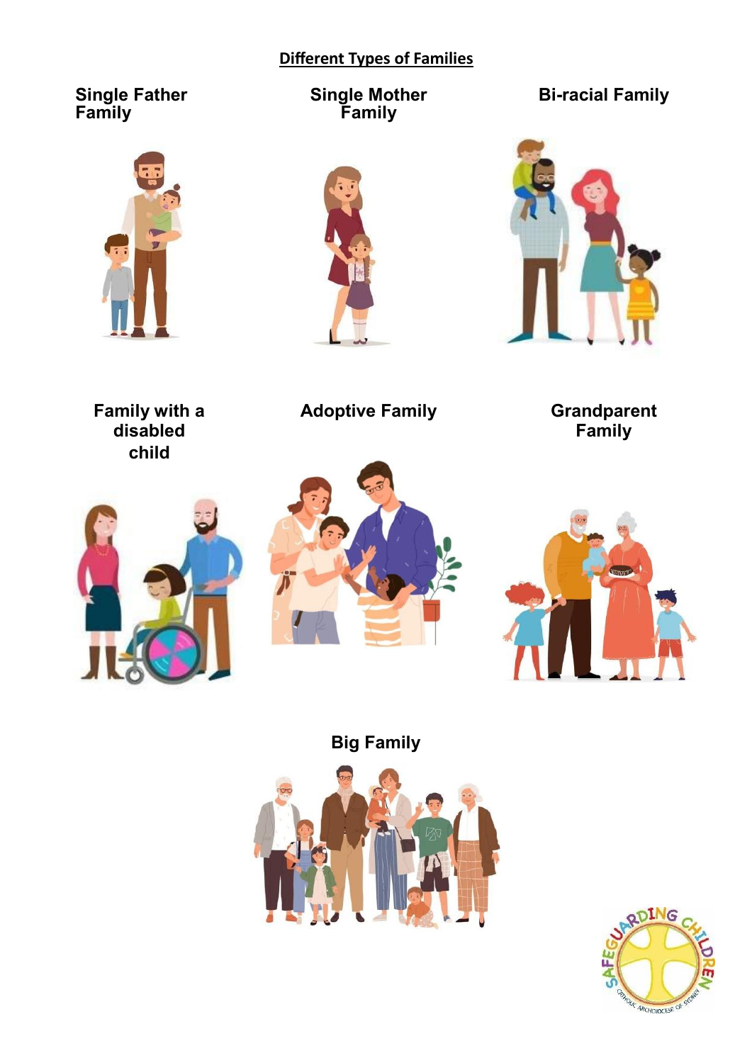## Different Types of Families

**Single Father Family**

**Single Mother Family**

**Bi-racial Family**

**Family with a disabled child**

**Adoptive Family**

**Grandparent Family**

**Big Family**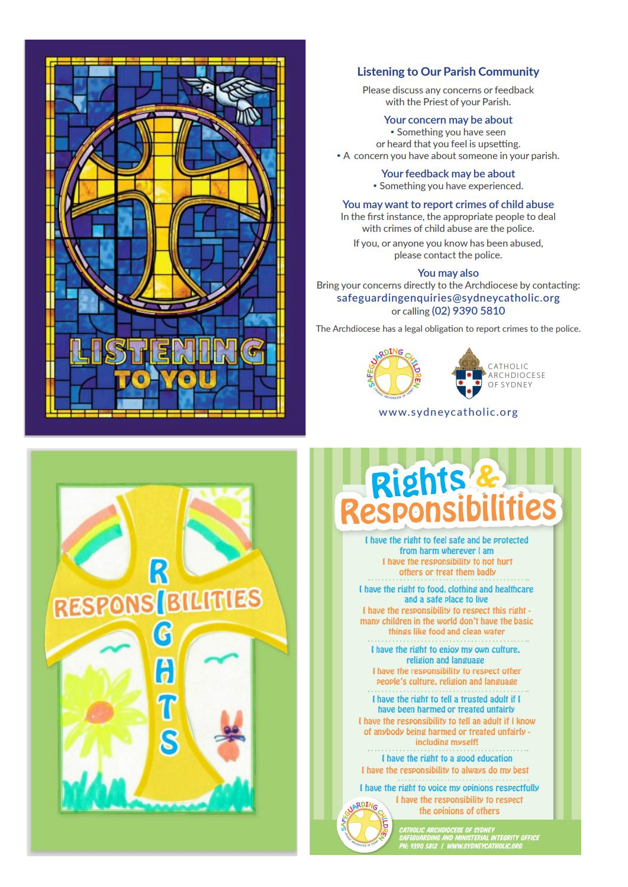LISTENING TO YOU

## Listening to Our Parish Community

Please discuss any concerns or feedback with the Priest of your Parish.

### Your concern may be about

- Something you have seen or heard that you feel is upsetting.
- A concern you have about someone in your parish.

### Your feedback may be about

- Something you have experienced.

### You may want to report crimes of child abuse

In the first instance, the appropriate people to deal with crimes of child abuse are the police.

If you, or anyone you know has been abused, please contact the police.

### You may also

Bring your concerns directly to the Archdiocese by contacting:
safeguardingenquiries@sydneycatholic.org
or calling (02) 9390 5810

The Archdiocese has a legal obligation to report crimes to the police.

SAFEGUARDING CHILDREN — CATHOLIC ARCHDIOCESE OF SYDNEY

CATHOLIC ARCHDIOCESE OF SYDNEY

www.sydneycatholic.org

RESPONSIBILITIES

RIGHTS

# Rights & Responsibilities

I have the right to feel safe and be protected from harm wherever I am
I have the responsibility to not hurt others or treat them badly

I have the right to food, clothing and healthcare and a safe place to live
I have the responsibility to respect this right - many children in the world don't have the basic things like food and clean water

I have the right to enjoy my own culture, religion and language
I have the responsibility to respect other people's culture, religion and language

I have the right to tell a trusted adult if I have been harmed or treated unfairly
I have the responsibility to tell an adult if I know of anybody being harmed or treated unfairly - including myself!

I have the right to a good education
I have the responsibility to always do my best

I have the right to voice my opinions respectfully
I have the responsibility to respect the opinions of others

SAFEGUARDING CHILDREN — CATHOLIC ARCHDIOCESE OF SYDNEY

CATHOLIC ARCHDIOCESE OF SYDNEY
SAFEGUARDING AND MINISTERIAL INTEGRITY OFFICE
PH: 9390 5812 | WWW.SYDNEYCATHOLIC.ORG